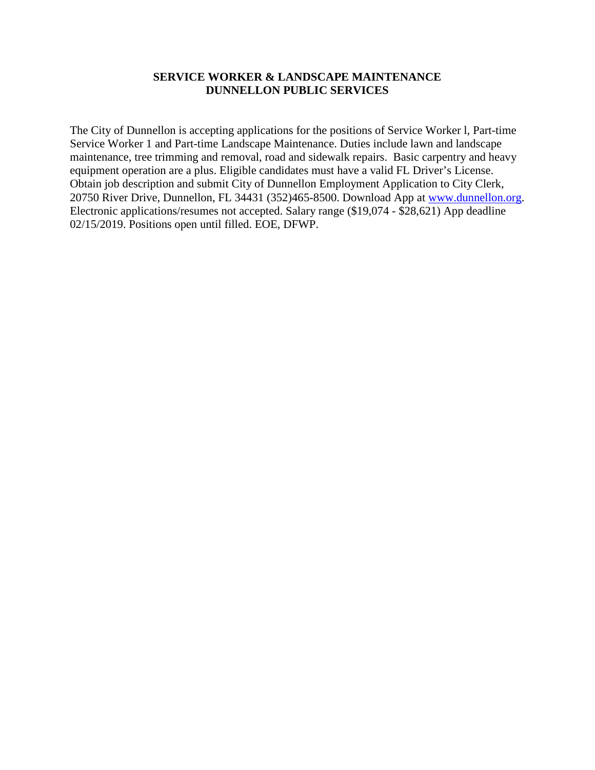**SERVICE WORKER & LANDSCAPE MAINTENANCE**
**DUNNELLON PUBLIC SERVICES**

The City of Dunnellon is accepting applications for the positions of Service Worker l, Part-time Service Worker 1 and Part-time Landscape Maintenance. Duties include lawn and landscape maintenance, tree trimming and removal, road and sidewalk repairs. Basic carpentry and heavy equipment operation are a plus. Eligible candidates must have a valid FL Driver's License. Obtain job description and submit City of Dunnellon Employment Application to City Clerk, 20750 River Drive, Dunnellon, FL 34431 (352)465-8500. Download App at www.dunnellon.org. Electronic applications/resumes not accepted. Salary range ($19,074 - $28,621) App deadline 02/15/2019. Positions open until filled. EOE, DFWP.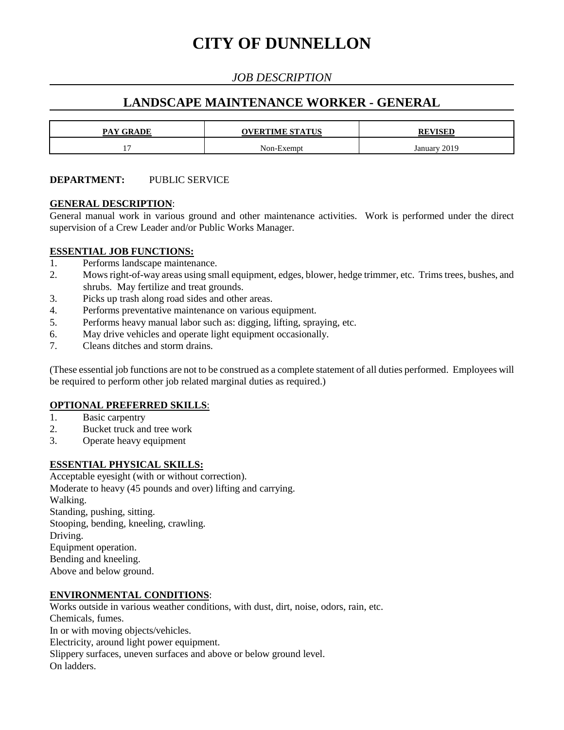# CITY OF DUNNELLON

*JOB DESCRIPTION*

## LANDSCAPE MAINTENANCE WORKER - GENERAL

| PAY GRADE | OVERTIME STATUS | REVISED |
| --- | --- | --- |
| 17 | Non-Exempt | January 2019 |

**DEPARTMENT:** PUBLIC SERVICE

**GENERAL DESCRIPTION**:
General manual work in various ground and other maintenance activities. Work is performed under the direct supervision of a Crew Leader and/or Public Works Manager.

**ESSENTIAL JOB FUNCTIONS:**

1. Performs landscape maintenance.
2. Mows right-of-way areas using small equipment, edges, blower, hedge trimmer, etc. Trims trees, bushes, and shrubs. May fertilize and treat grounds.
3. Picks up trash along road sides and other areas.
4. Performs preventative maintenance on various equipment.
5. Performs heavy manual labor such as: digging, lifting, spraying, etc.
6. May drive vehicles and operate light equipment occasionally.
7. Cleans ditches and storm drains.

(These essential job functions are not to be construed as a complete statement of all duties performed. Employees will be required to perform other job related marginal duties as required.)

**OPTIONAL PREFERRED SKILLS**:

1. Basic carpentry
2. Bucket truck and tree work
3. Operate heavy equipment

**ESSENTIAL PHYSICAL SKILLS:**

Acceptable eyesight (with or without correction).
Moderate to heavy (45 pounds and over) lifting and carrying.
Walking.
Standing, pushing, sitting.
Stooping, bending, kneeling, crawling.
Driving.
Equipment operation.
Bending and kneeling.
Above and below ground.

**ENVIRONMENTAL CONDITIONS**:

Works outside in various weather conditions, with dust, dirt, noise, odors, rain, etc.
Chemicals, fumes.
In or with moving objects/vehicles.
Electricity, around light power equipment.
Slippery surfaces, uneven surfaces and above or below ground level.
On ladders.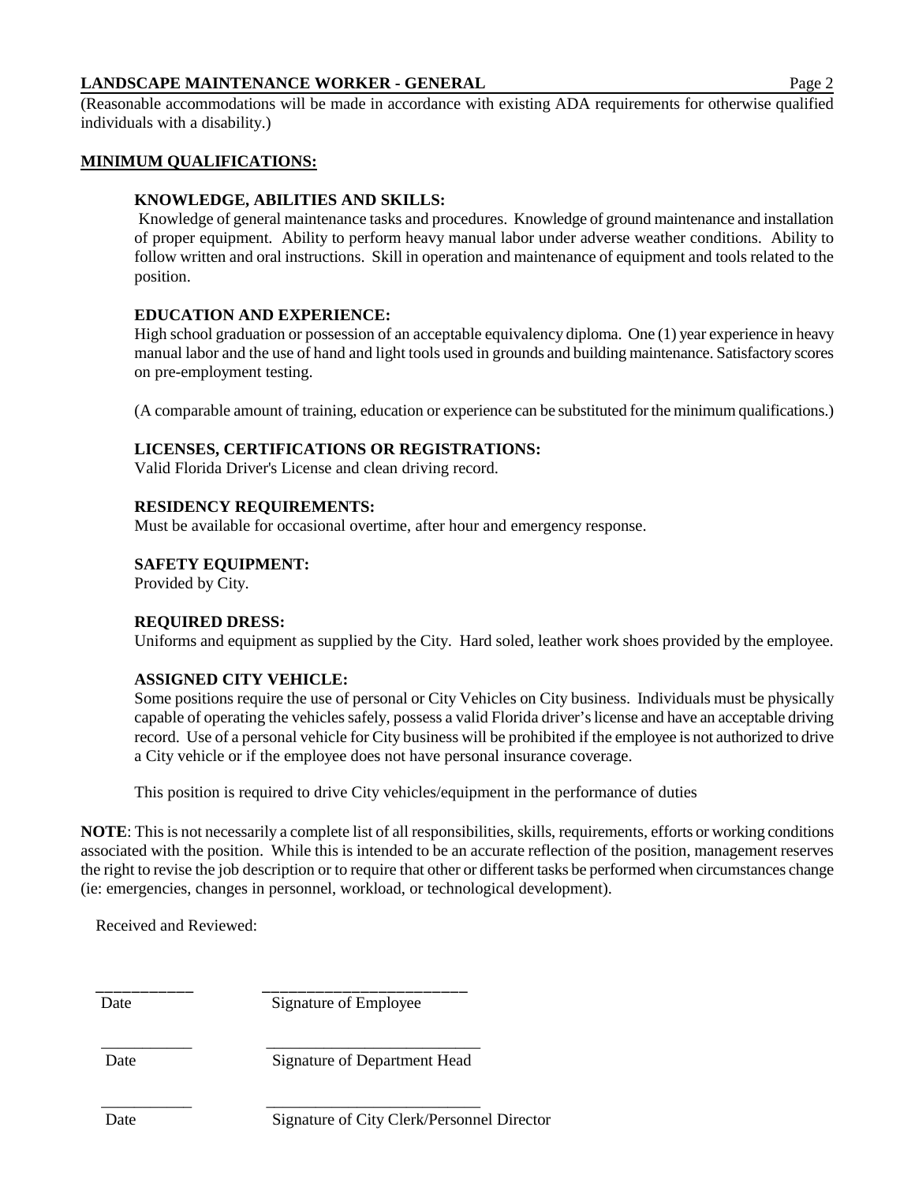(Reasonable accommodations will be made in accordance with existing ADA requirements for otherwise qualified individuals with a disability.)

## MINIMUM QUALIFICATIONS:

### KNOWLEDGE, ABILITIES AND SKILLS:

Knowledge of general maintenance tasks and procedures. Knowledge of ground maintenance and installation of proper equipment. Ability to perform heavy manual labor under adverse weather conditions. Ability to follow written and oral instructions. Skill in operation and maintenance of equipment and tools related to the position.

### EDUCATION AND EXPERIENCE:

High school graduation or possession of an acceptable equivalency diploma. One (1) year experience in heavy manual labor and the use of hand and light tools used in grounds and building maintenance. Satisfactory scores on pre-employment testing.

(A comparable amount of training, education or experience can be substituted for the minimum qualifications.)

### LICENSES, CERTIFICATIONS OR REGISTRATIONS:

Valid Florida Driver's License and clean driving record.

### RESIDENCY REQUIREMENTS:

Must be available for occasional overtime, after hour and emergency response.

### SAFETY EQUIPMENT:

Provided by City.

### REQUIRED DRESS:

Uniforms and equipment as supplied by the City. Hard soled, leather work shoes provided by the employee.

### ASSIGNED CITY VEHICLE:

Some positions require the use of personal or City Vehicles on City business. Individuals must be physically capable of operating the vehicles safely, possess a valid Florida driver's license and have an acceptable driving record. Use of a personal vehicle for City business will be prohibited if the employee is not authorized to drive a City vehicle or if the employee does not have personal insurance coverage.

This position is required to drive City vehicles/equipment in the performance of duties

**NOTE**: This is not necessarily a complete list of all responsibilities, skills, requirements, efforts or working conditions associated with the position. While this is intended to be an accurate reflection of the position, management reserves the right to revise the job description or to require that other or different tasks be performed when circumstances change (ie: emergencies, changes in personnel, workload, or technological development).

Received and Reviewed:

___________ ________________________

Date Signature of Employee

___________ ________________________

Date Signature of Department Head

___________ ________________________

Date Signature of City Clerk/Personnel Director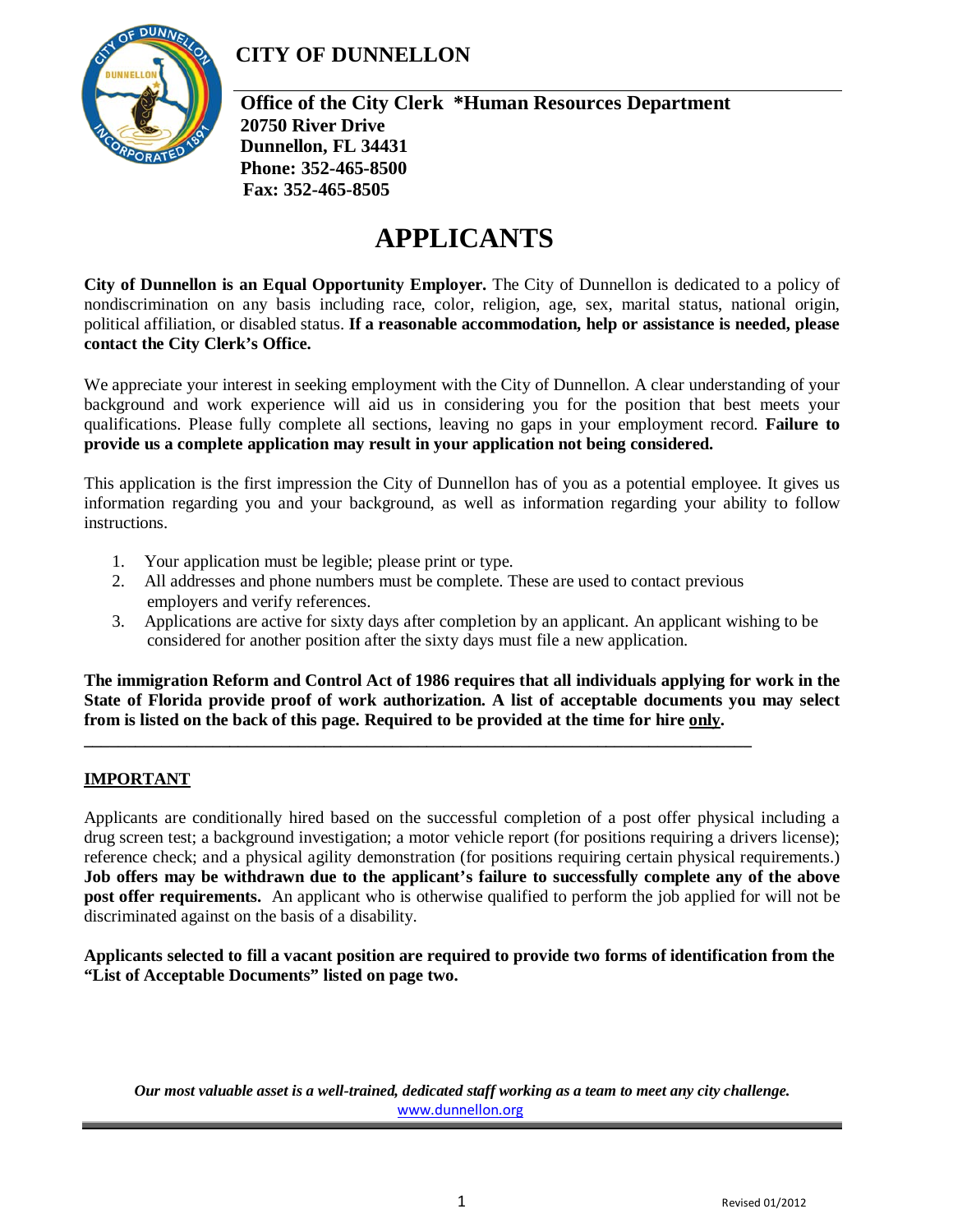**CITY OF DUNNELLON**

**Office of the City Clerk \*Human Resources Department**
**20750 River Drive**
**Dunnellon, FL 34431**
**Phone: 352-465-8500**
**Fax: 352-465-8505**

# APPLICANTS

**City of Dunnellon is an Equal Opportunity Employer.** The City of Dunnellon is dedicated to a policy of nondiscrimination on any basis including race, color, religion, age, sex, marital status, national origin, political affiliation, or disabled status. **If a reasonable accommodation, help or assistance is needed, please contact the City Clerk's Office.**

We appreciate your interest in seeking employment with the City of Dunnellon. A clear understanding of your background and work experience will aid us in considering you for the position that best meets your qualifications. Please fully complete all sections, leaving no gaps in your employment record. **Failure to provide us a complete application may result in your application not being considered.**

This application is the first impression the City of Dunnellon has of you as a potential employee. It gives us information regarding you and your background, as well as information regarding your ability to follow instructions.

1. Your application must be legible; please print or type.
2. All addresses and phone numbers must be complete. These are used to contact previous employers and verify references.
3. Applications are active for sixty days after completion by an applicant. An applicant wishing to be considered for another position after the sixty days must file a new application.

**The immigration Reform and Control Act of 1986 requires that all individuals applying for work in the State of Florida provide proof of work authorization. A list of acceptable documents you may select from is listed on the back of this page. Required to be provided at the time for hire <u>only</u>.**

---

**<u>IMPORTANT</u>**

Applicants are conditionally hired based on the successful completion of a post offer physical including a drug screen test; a background investigation; a motor vehicle report (for positions requiring a drivers license); reference check; and a physical agility demonstration (for positions requiring certain physical requirements.) **Job offers may be withdrawn due to the applicant's failure to successfully complete any of the above post offer requirements.** An applicant who is otherwise qualified to perform the job applied for will not be discriminated against on the basis of a disability.

**Applicants selected to fill a vacant position are required to provide two forms of identification from the "List of Acceptable Documents" listed on page two.**

***Our most valuable asset is a well-trained, dedicated staff working as a team to meet any city challenge.***
www.dunnellon.org

Revised 01/2012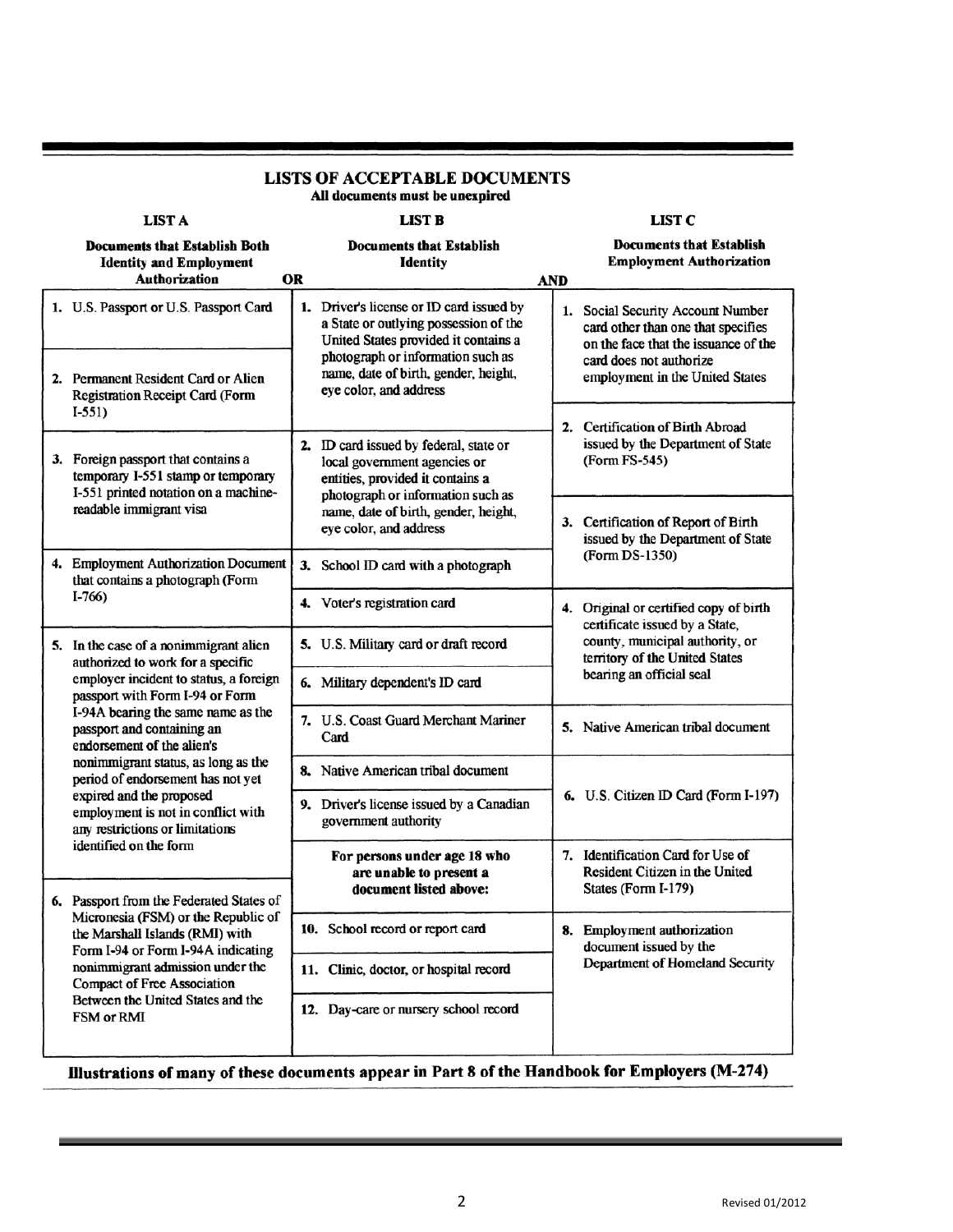## LISTS OF ACCEPTABLE DOCUMENTS

**All documents must be unexpired**

| LIST A<br>**Documents that Establish Both Identity and Employment Authorization** | OR | LIST B<br>**Documents that Establish Identity** | AND | LIST C<br>**Documents that Establish Employment Authorization** |
|---|---|---|---|---|
| 1. U.S. Passport or U.S. Passport Card<br><br>2. Permanent Resident Card or Alien Registration Receipt Card (Form I-551)<br><br>3. Foreign passport that contains a temporary I-551 stamp or temporary I-551 printed notation on a machine-readable immigrant visa<br><br>4. Employment Authorization Document that contains a photograph (Form I-766)<br><br>5. In the case of a nonimmigrant alien authorized to work for a specific employer incident to status, a foreign passport with Form I-94 or Form I-94A bearing the same name as the passport and containing an endorsement of the alien's nonimmigrant status, as long as the period of endorsement has not yet expired and the proposed employment is not in conflict with any restrictions or limitations identified on the form<br><br>6. Passport from the Federated States of Micronesia (FSM) or the Republic of the Marshall Islands (RMI) with Form I-94 or Form I-94A indicating nonimmigrant admission under the Compact of Free Association Between the United States and the FSM or RMI | | 1. Driver's license or ID card issued by a State or outlying possession of the United States provided it contains a photograph or information such as name, date of birth, gender, height, eye color, and address<br><br>2. ID card issued by federal, state or local government agencies or entities, provided it contains a photograph or information such as name, date of birth, gender, height, eye color, and address<br><br>3. School ID card with a photograph<br><br>4. Voter's registration card<br><br>5. U.S. Military card or draft record<br><br>6. Military dependent's ID card<br><br>7. U.S. Coast Guard Merchant Mariner Card<br><br>8. Native American tribal document<br><br>9. Driver's license issued by a Canadian government authority<br><br>**For persons under age 18 who are unable to present a document listed above:**<br><br>10. School record or report card<br><br>11. Clinic, doctor, or hospital record<br><br>12. Day-care or nursery school record | | 1. Social Security Account Number card other than one that specifies on the face that the issuance of the card does not authorize employment in the United States<br><br>2. Certification of Birth Abroad issued by the Department of State (Form FS-545)<br><br>3. Certification of Report of Birth issued by the Department of State (Form DS-1350)<br><br>4. Original or certified copy of birth certificate issued by a State, county, municipal authority, or territory of the United States bearing an official seal<br><br>5. Native American tribal document<br><br>6. U.S. Citizen ID Card (Form I-197)<br><br>7. Identification Card for Use of Resident Citizen in the United States (Form I-179)<br><br>8. Employment authorization document issued by the Department of Homeland Security |

**Illustrations of many of these documents appear in Part 8 of the Handbook for Employers (M-274)**

Revised 01/2012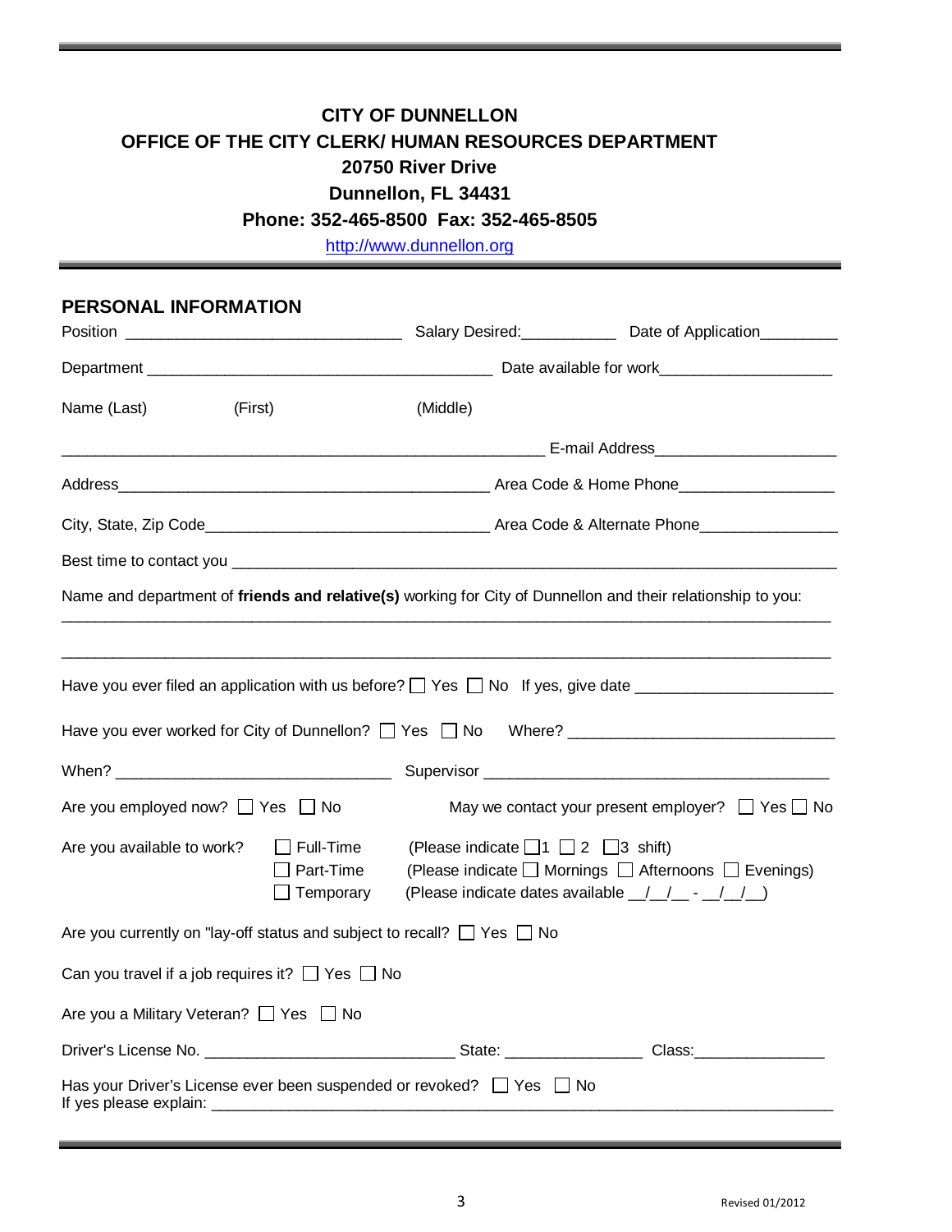**CITY OF DUNNELLON**
**OFFICE OF THE CITY CLERK/ HUMAN RESOURCES DEPARTMENT**
**20750 River Drive**
**Dunnellon, FL 34431**
**Phone: 352-465-8500 Fax: 352-465-8505**

http://www.dunnellon.org

## PERSONAL INFORMATION

Position ______________________________ Salary Desired:__________ Date of Application________

Department _____________________________________ Date available for work__________________

Name (Last) (First) (Middle)

_____________________________________________________ E-mail Address___________________

Address_________________________________________ Area Code & Home Phone________________

City, State, Zip Code________________________________ Area Code & Alternate Phone______________

Best time to contact you ____________________________________________________________________

Name and department of **friends and relative(s)** working for City of Dunnellon and their relationship to you:

_____________________________________________________________________________________

_____________________________________________________________________________________

Have you ever filed an application with us before? ☐ Yes ☐ No If yes, give date _____________________

Have you ever worked for City of Dunnellon? ☐ Yes ☐ No Where? ____________________________

When? ______________________________ Supervisor ______________________________________

Are you employed now? ☐ Yes ☐ No May we contact your present employer? ☐ Yes ☐ No

Are you available to work?
☐ Full-Time (Please indicate ☐1 ☐ 2 ☐3 shift)
☐ Part-Time (Please indicate ☐ Mornings ☐ Afternoons ☐ Evenings)
☐ Temporary (Please indicate dates available __/__/__ - __/__/__)

Are you currently on "lay-off status and subject to recall? ☐ Yes ☐ No

Can you travel if a job requires it? ☐ Yes ☐ No

Are you a Military Veteran? ☐ Yes ☐ No

Driver's License No. ___________________________ State: ______________ Class:______________

Has your Driver's License ever been suspended or revoked? ☐ Yes ☐ No
If yes please explain: _______________________________________________________________________

Revised 01/2012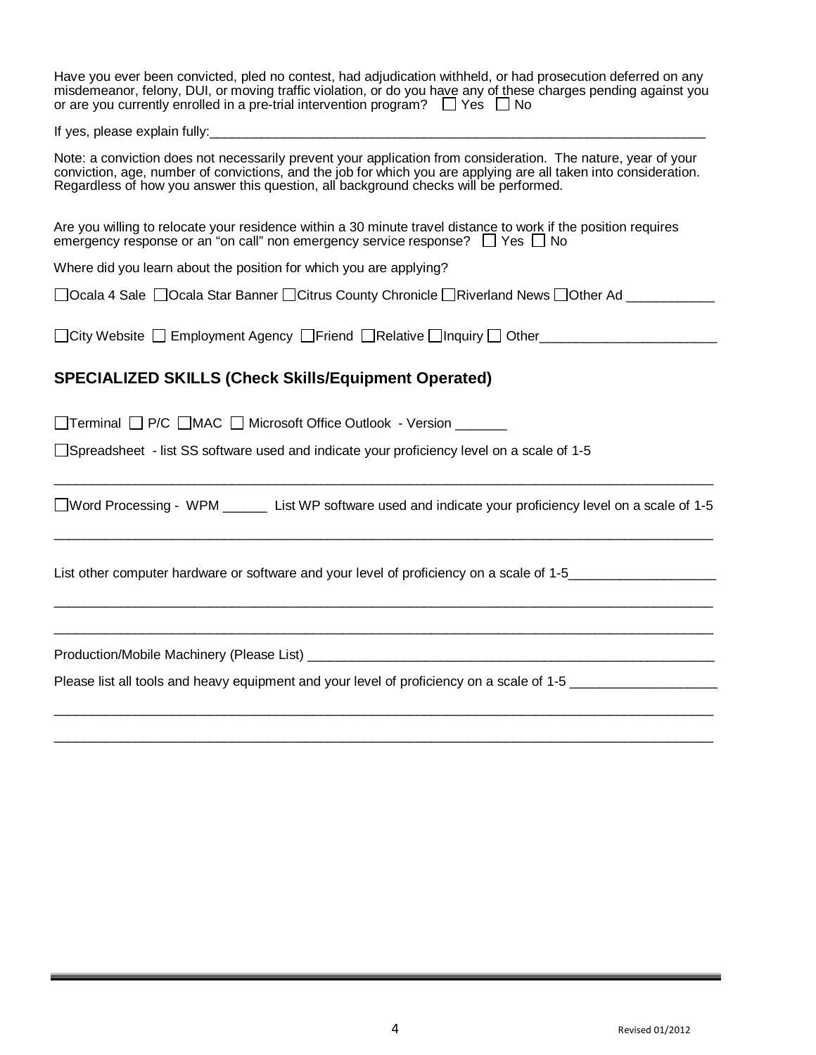Have you ever been convicted, pled no contest, had adjudication withheld, or had prosecution deferred on any misdemeanor, felony, DUI, or moving traffic violation, or do you have any of these charges pending against you or are you currently enrolled in a pre-trial intervention program? ☐ Yes ☐ No

If yes, please explain fully:_______________________________________________________________________

Note: a conviction does not necessarily prevent your application from consideration. The nature, year of your conviction, age, number of convictions, and the job for which you are applying are all taken into consideration. Regardless of how you answer this question, all background checks will be performed.

Are you willing to relocate your residence within a 30 minute travel distance to work if the position requires emergency response or an "on call" non emergency service response? ☐ Yes ☐ No

Where did you learn about the position for which you are applying?

☐Ocala 4 Sale ☐Ocala Star Banner ☐Citrus County Chronicle ☐Riverland News ☐Other Ad ___________

☐City Website ☐ Employment Agency ☐Friend ☐Relative ☐Inquiry ☐ Other_______________________

## SPECIALIZED SKILLS (Check Skills/Equipment Operated)

☐Terminal ☐ P/C ☐MAC ☐ Microsoft Office Outlook - Version _______

☐Spreadsheet - list SS software used and indicate your proficiency level on a scale of 1-5

_____________________________________________________________________________________________

☐Word Processing - WPM ______ List WP software used and indicate your proficiency level on a scale of 1-5

_____________________________________________________________________________________________

List other computer hardware or software and your level of proficiency on a scale of 1-5___________________

_____________________________________________________________________________________________

_____________________________________________________________________________________________

Production/Mobile Machinery (Please List) _________________________________________________________

Please list all tools and heavy equipment and your level of proficiency on a scale of 1-5 ___________________

_____________________________________________________________________________________________

_____________________________________________________________________________________________

Revised 01/2012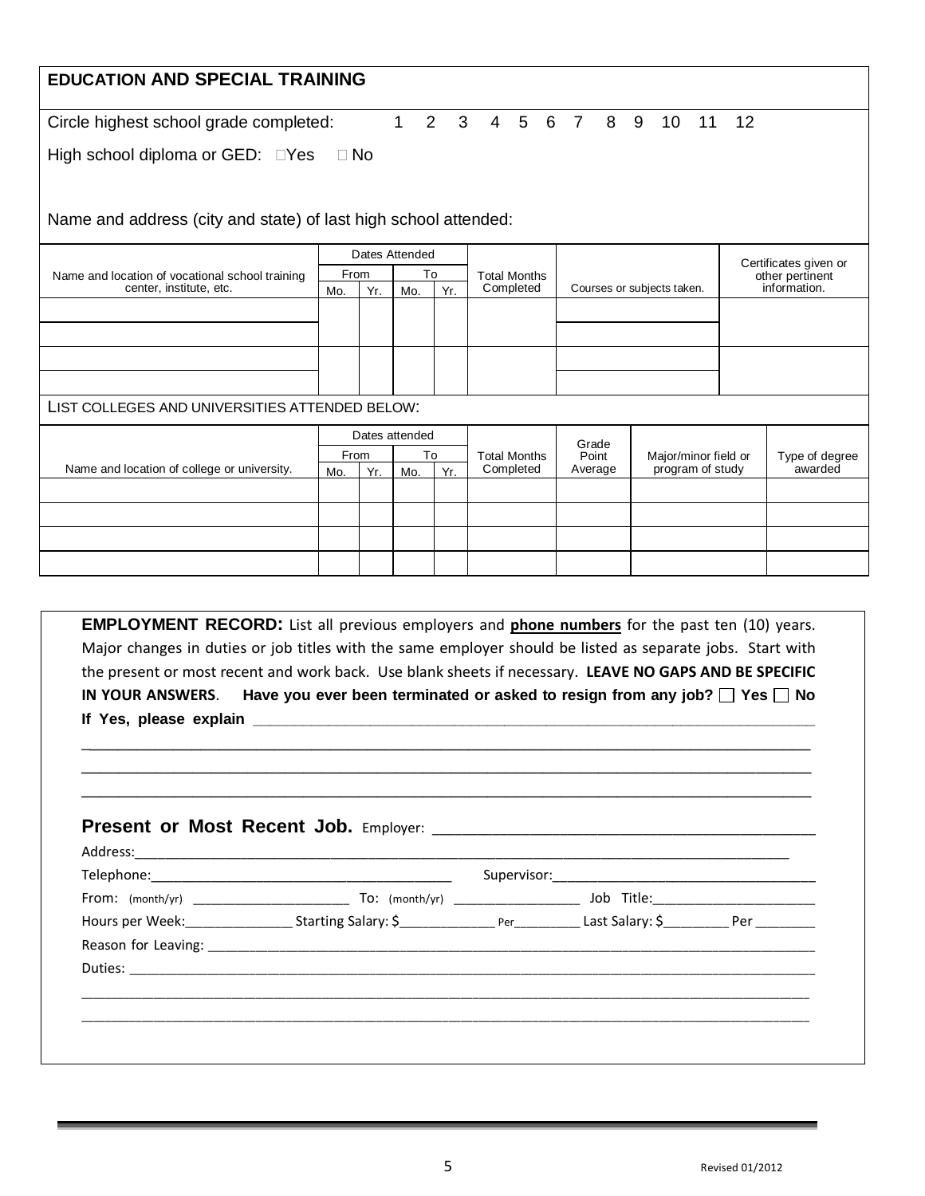## EDUCATION AND SPECIAL TRAINING

Circle highest school grade completed: 1 2 3 4 5 6 7 8 9 10 11 12

High school diploma or GED: ☐Yes ☐ No

Name and address (city and state) of last high school attended:

| Name and location of vocational school training center, institute, etc. | Dates Attended | | | | Total Months Completed | Courses or subjects taken. | Certificates given or other pertinent information. |
|---|---|---|---|---|---|---|---|
| | From | | To | | | | |
| | Mo. | Yr. | Mo. | Yr. | | | |
| | | | | | | | |
| | | | | | | | |
| | | | | | | | |
| | | | | | | | |

LIST COLLEGES AND UNIVERSITIES ATTENDED BELOW:

| Name and location of college or university. | Dates attended | | | | Total Months Completed | Grade Point Average | Major/minor field or program of study | Type of degree awarded |
|---|---|---|---|---|---|---|---|---|
| | From | | To | | | | | |
| | Mo. | Yr. | Mo. | Yr. | | | | |
| | | | | | | | | |
| | | | | | | | | |
| | | | | | | | | |
| | | | | | | | | |

**EMPLOYMENT RECORD:** List all previous employers and **phone numbers** for the past ten (10) years. Major changes in duties or job titles with the same employer should be listed as separate jobs. Start with the present or most recent and work back. Use blank sheets if necessary. **LEAVE NO GAPS AND BE SPECIFIC IN YOUR ANSWERS**. **Have you ever been terminated or asked to resign from any job? ☐ Yes ☐ No**

**If Yes, please explain** ______________________________________________________________

______________________________________________________________

______________________________________________________________

______________________________________________________________

**Present or Most Recent Job.** Employer: ______________________________________________

Address:______________________________________________________________

Telephone:______________________________ Supervisor:______________________________

From: (month/yr) ____________________ To: (month/yr) ________________ Job Title:____________________

Hours per Week:______________ Starting Salary: $____________ Per_________ Last Salary: $_________ Per ________

Reason for Leaving: ______________________________________________________________

Duties: ______________________________________________________________

______________________________________________________________

______________________________________________________________

Revised 01/2012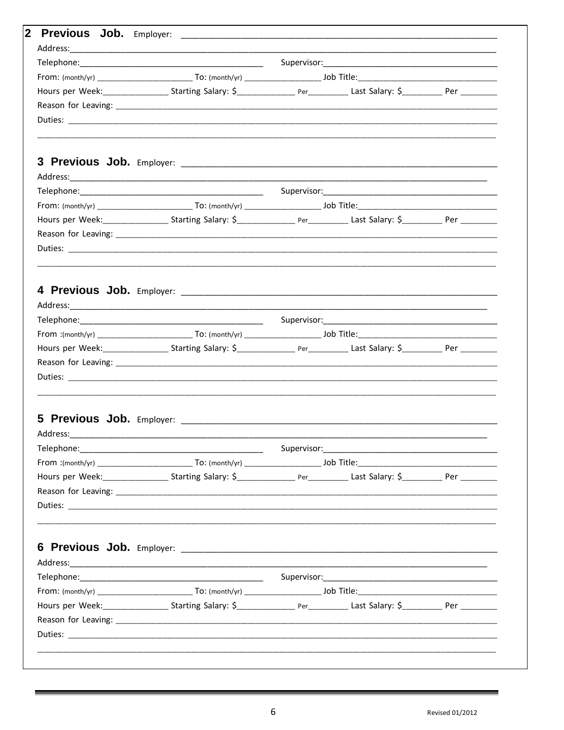**2 Previous Job.** Employer: ______________________________________________

Address:______________________________________________________________

Telephone:______________________________ Supervisor:____________________________

From: (month/yr) ________________ To: (month/yr) ______________ Job Title:______________________

Hours per Week:____________ Starting Salary: $___________ Per________ Last Salary: $________ Per ________

Reason for Leaving: ______________________________________________________

Duties: ______________________________________________________________

______________________________________________________________________

**3 Previous Job.** Employer: ______________________________________________

Address:______________________________________________________________

Telephone:______________________________ Supervisor:____________________________

From: (month/yr) ________________ To: (month/yr) ______________ Job Title:______________________

Hours per Week:____________ Starting Salary: $___________ Per________ Last Salary: $________ Per ________

Reason for Leaving: ______________________________________________________

Duties: ______________________________________________________________

______________________________________________________________________

**4 Previous Job.** Employer: ______________________________________________

Address:______________________________________________________________

Telephone:______________________________ Supervisor:____________________________

From :(month/yr) ________________ To: (month/yr) ______________ Job Title:______________________

Hours per Week:____________ Starting Salary: $___________ Per________ Last Salary: $________ Per ________

Reason for Leaving: ______________________________________________________

Duties: ______________________________________________________________

______________________________________________________________________

**5 Previous Job.** Employer: ______________________________________________

Address:______________________________________________________________

Telephone:______________________________ Supervisor:____________________________

From :(month/yr) ________________ To: (month/yr) ______________ Job Title:______________________

Hours per Week:____________ Starting Salary: $___________ Per________ Last Salary: $________ Per ________

Reason for Leaving: ______________________________________________________

Duties: ______________________________________________________________

______________________________________________________________________

**6 Previous Job.** Employer: ______________________________________________

Address:______________________________________________________________

Telephone:______________________________ Supervisor:____________________________

From: (month/yr) ________________ To: (month/yr) ______________ Job Title:______________________

Hours per Week:____________ Starting Salary: $___________ Per________ Last Salary: $________ Per ________

Reason for Leaving: ______________________________________________________

Duties: ______________________________________________________________

______________________________________________________________________

Revised 01/2012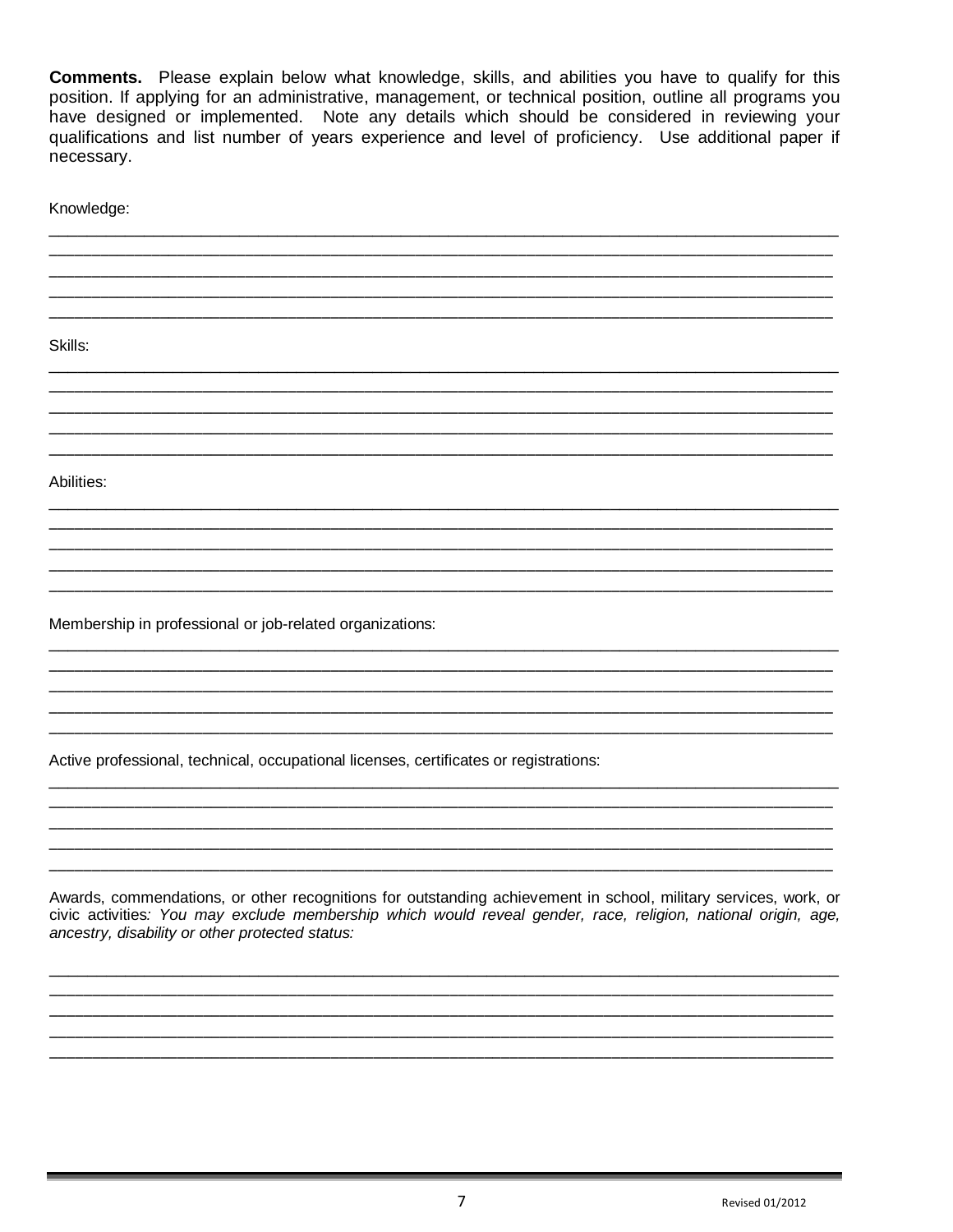**Comments.** Please explain below what knowledge, skills, and abilities you have to qualify for this position. If applying for an administrative, management, or technical position, outline all programs you have designed or implemented. Note any details which should be considered in reviewing your qualifications and list number of years experience and level of proficiency. Use additional paper if necessary.

Knowledge:

______________________________________________________________________________________
______________________________________________________________________________________
______________________________________________________________________________________
______________________________________________________________________________________
______________________________________________________________________________________

Skills:

______________________________________________________________________________________
______________________________________________________________________________________
______________________________________________________________________________________
______________________________________________________________________________________
______________________________________________________________________________________

Abilities:

______________________________________________________________________________________
______________________________________________________________________________________
______________________________________________________________________________________
______________________________________________________________________________________
______________________________________________________________________________________

Membership in professional or job-related organizations:

______________________________________________________________________________________
______________________________________________________________________________________
______________________________________________________________________________________
______________________________________________________________________________________
______________________________________________________________________________________

Active professional, technical, occupational licenses, certificates or registrations:

______________________________________________________________________________________
______________________________________________________________________________________
______________________________________________________________________________________
______________________________________________________________________________________
______________________________________________________________________________________

Awards, commendations, or other recognitions for outstanding achievement in school, military services, work, or civic activities*: You may exclude membership which would reveal gender, race, religion, national origin, age, ancestry, disability or other protected status:*

______________________________________________________________________________________
______________________________________________________________________________________
______________________________________________________________________________________
______________________________________________________________________________________
______________________________________________________________________________________

Revised 01/2012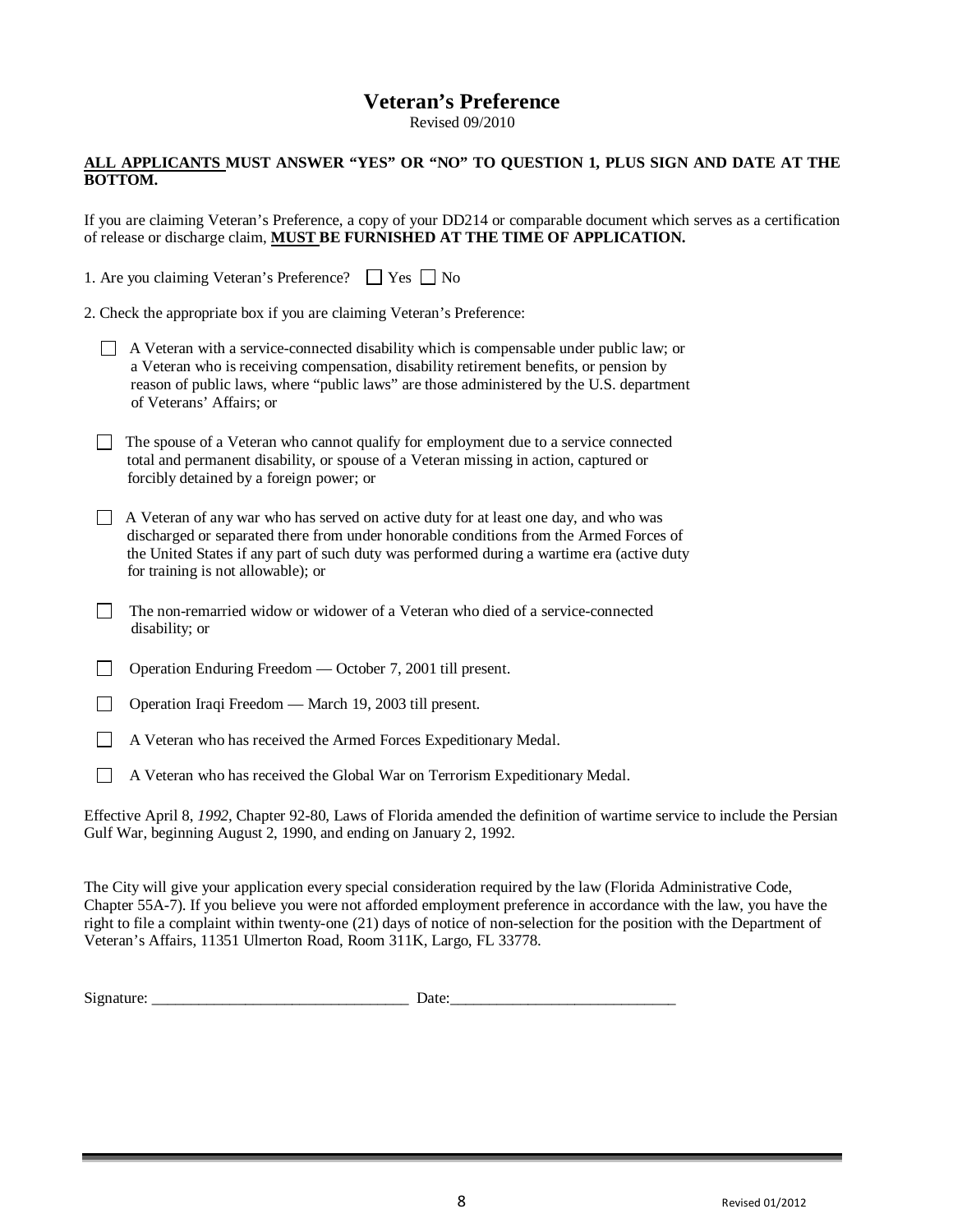# Veteran's Preference

Revised 09/2010

**ALL APPLICANTS MUST ANSWER "YES" OR "NO" TO QUESTION 1, PLUS SIGN AND DATE AT THE BOTTOM.**

If you are claiming Veteran's Preference, a copy of your DD214 or comparable document which serves as a certification of release or discharge claim, **MUST BE FURNISHED AT THE TIME OF APPLICATION.**

1. Are you claiming Veteran's Preference? ☐ Yes ☐ No

2. Check the appropriate box if you are claiming Veteran's Preference:

- ☐ A Veteran with a service-connected disability which is compensable under public law; or a Veteran who is receiving compensation, disability retirement benefits, or pension by reason of public laws, where "public laws" are those administered by the U.S. department of Veterans' Affairs; or

- ☐ The spouse of a Veteran who cannot qualify for employment due to a service connected total and permanent disability, or spouse of a Veteran missing in action, captured or forcibly detained by a foreign power; or

- ☐ A Veteran of any war who has served on active duty for at least one day, and who was discharged or separated there from under honorable conditions from the Armed Forces of the United States if any part of such duty was performed during a wartime era (active duty for training is not allowable); or

- ☐ The non-remarried widow or widower of a Veteran who died of a service-connected disability; or

- ☐ Operation Enduring Freedom — October 7, 2001 till present.

- ☐ Operation Iraqi Freedom — March 19, 2003 till present.

- ☐ A Veteran who has received the Armed Forces Expeditionary Medal.

- ☐ A Veteran who has received the Global War on Terrorism Expeditionary Medal.

Effective April 8, *1992*, Chapter 92-80, Laws of Florida amended the definition of wartime service to include the Persian Gulf War, beginning August 2, 1990, and ending on January 2, 1992.

The City will give your application every special consideration required by the law (Florida Administrative Code, Chapter 55A-7). If you believe you were not afforded employment preference in accordance with the law, you have the right to file a complaint within twenty-one (21) days of notice of non-selection for the position with the Department of Veteran's Affairs, 11351 Ulmerton Road, Room 311K, Largo, FL 33778.

Signature: ________________________________ Date:_____________________________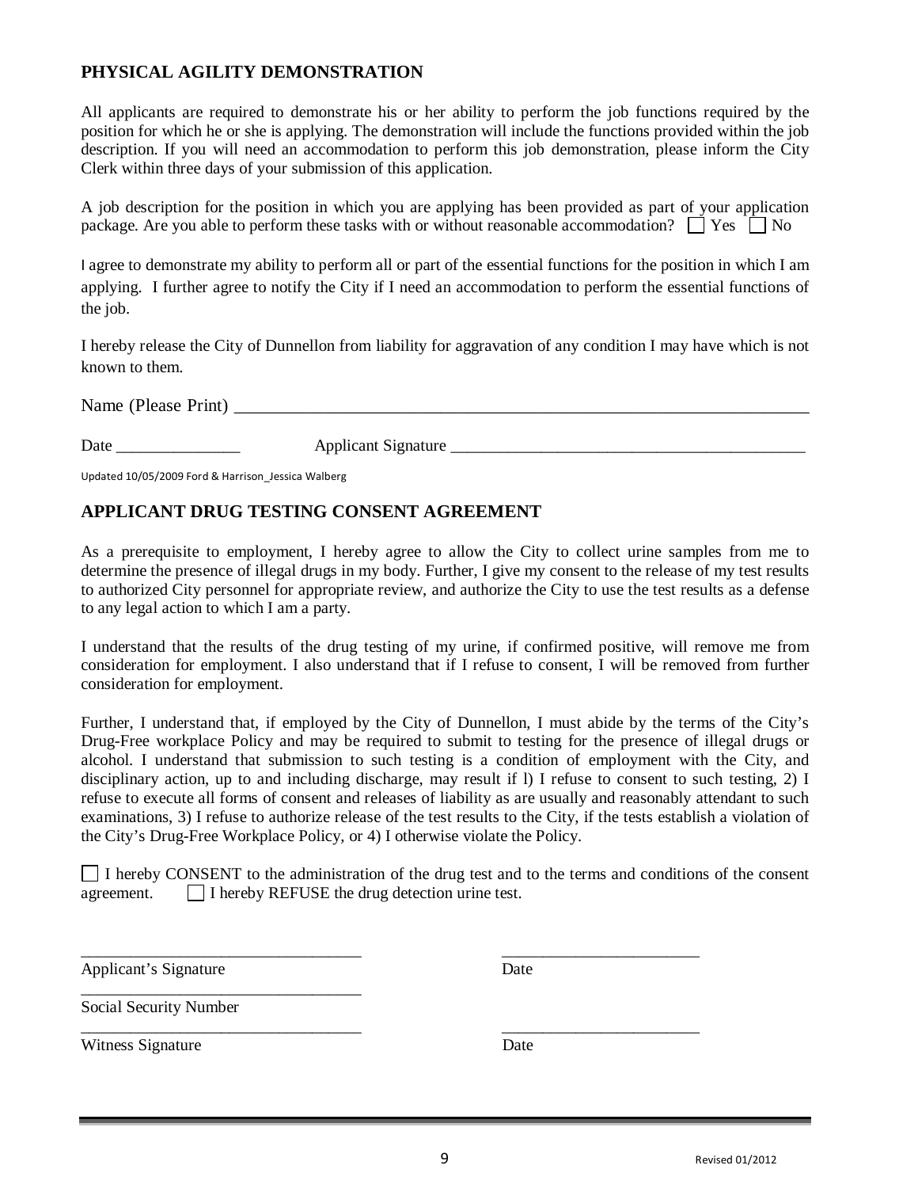## PHYSICAL AGILITY DEMONSTRATION

All applicants are required to demonstrate his or her ability to perform the job functions required by the position for which he or she is applying. The demonstration will include the functions provided within the job description. If you will need an accommodation to perform this job demonstration, please inform the City Clerk within three days of your submission of this application.

A job description for the position in which you are applying has been provided as part of your application package. Are you able to perform these tasks with or without reasonable accommodation? ☐ Yes ☐ No

I agree to demonstrate my ability to perform all or part of the essential functions for the position in which I am applying. I further agree to notify the City if I need an accommodation to perform the essential functions of the job.

I hereby release the City of Dunnellon from liability for aggravation of any condition I may have which is not known to them.

Name (Please Print) ______________________________________________________________________

Date _______________ Applicant Signature ___________________________________________

Updated 10/05/2009 Ford & Harrison_Jessica Walberg

## APPLICANT DRUG TESTING CONSENT AGREEMENT

As a prerequisite to employment, I hereby agree to allow the City to collect urine samples from me to determine the presence of illegal drugs in my body. Further, I give my consent to the release of my test results to authorized City personnel for appropriate review, and authorize the City to use the test results as a defense to any legal action to which I am a party.

I understand that the results of the drug testing of my urine, if confirmed positive, will remove me from consideration for employment. I also understand that if I refuse to consent, I will be removed from further consideration for employment.

Further, I understand that, if employed by the City of Dunnellon, I must abide by the terms of the City's Drug-Free workplace Policy and may be required to submit to testing for the presence of illegal drugs or alcohol. I understand that submission to such testing is a condition of employment with the City, and disciplinary action, up to and including discharge, may result if l) I refuse to consent to such testing, 2) I refuse to execute all forms of consent and releases of liability as are usually and reasonably attendant to such examinations, 3) I refuse to authorize release of the test results to the City, if the tests establish a violation of the City's Drug-Free Workplace Policy, or 4) I otherwise violate the Policy.

☐ I hereby CONSENT to the administration of the drug test and to the terms and conditions of the consent agreement. ☐ I hereby REFUSE the drug detection urine test.

__________________________________ ________________________

Applicant's Signature Date

__________________________________

Social Security Number

__________________________________ ________________________

Witness Signature Date

Revised 01/2012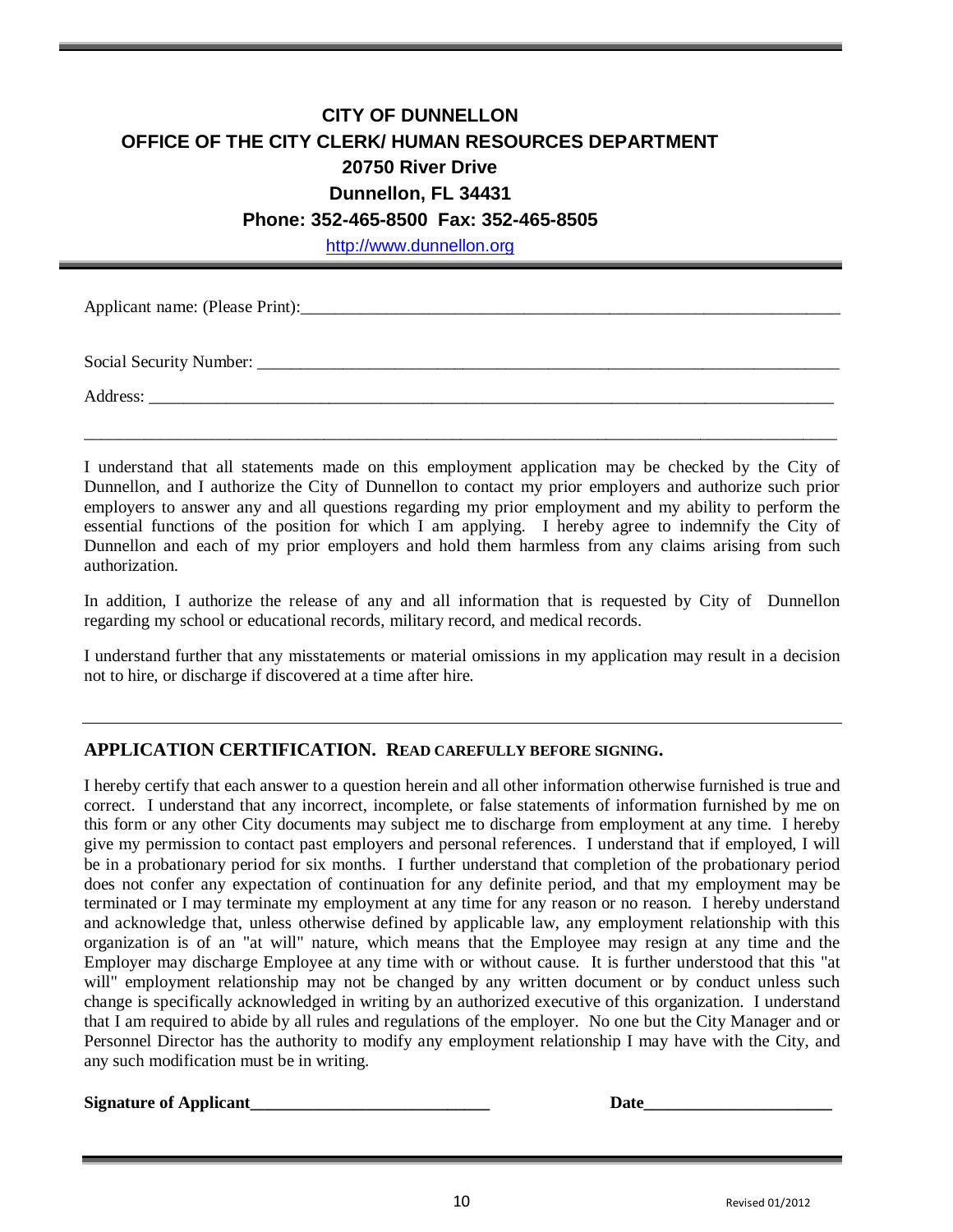# CITY OF DUNNELLON
## OFFICE OF THE CITY CLERK/ HUMAN RESOURCES DEPARTMENT
**20750 River Drive**
**Dunnellon, FL 34431**
**Phone: 352-465-8500 Fax: 352-465-8505**

http://www.dunnellon.org

Applicant name: (Please Print):_______________________________________________

Social Security Number: _____________________________________________________

Address: _______________________________________________________________

_______________________________________________________________________

I understand that all statements made on this employment application may be checked by the City of Dunnellon, and I authorize the City of Dunnellon to contact my prior employers and authorize such prior employers to answer any and all questions regarding my prior employment and my ability to perform the essential functions of the position for which I am applying. I hereby agree to indemnify the City of Dunnellon and each of my prior employers and hold them harmless from any claims arising from such authorization.

In addition, I authorize the release of any and all information that is requested by City of Dunnellon regarding my school or educational records, military record, and medical records.

I understand further that any misstatements or material omissions in my application may result in a decision not to hire, or discharge if discovered at a time after hire.

## APPLICATION CERTIFICATION. READ CAREFULLY BEFORE SIGNING.

I hereby certify that each answer to a question herein and all other information otherwise furnished is true and correct. I understand that any incorrect, incomplete, or false statements of information furnished by me on this form or any other City documents may subject me to discharge from employment at any time. I hereby give my permission to contact past employers and personal references. I understand that if employed, I will be in a probationary period for six months. I further understand that completion of the probationary period does not confer any expectation of continuation for any definite period, and that my employment may be terminated or I may terminate my employment at any time for any reason or no reason. I hereby understand and acknowledge that, unless otherwise defined by applicable law, any employment relationship with this organization is of an "at will" nature, which means that the Employee may resign at any time and the Employer may discharge Employee at any time with or without cause. It is further understood that this "at will" employment relationship may not be changed by any written document or by conduct unless such change is specifically acknowledged in writing by an authorized executive of this organization. I understand that I am required to abide by all rules and regulations of the employer. No one but the City Manager and or Personnel Director has the authority to modify any employment relationship I may have with the City, and any such modification must be in writing.

**Signature of Applicant**___________________________ **Date**_____________________

Revised 01/2012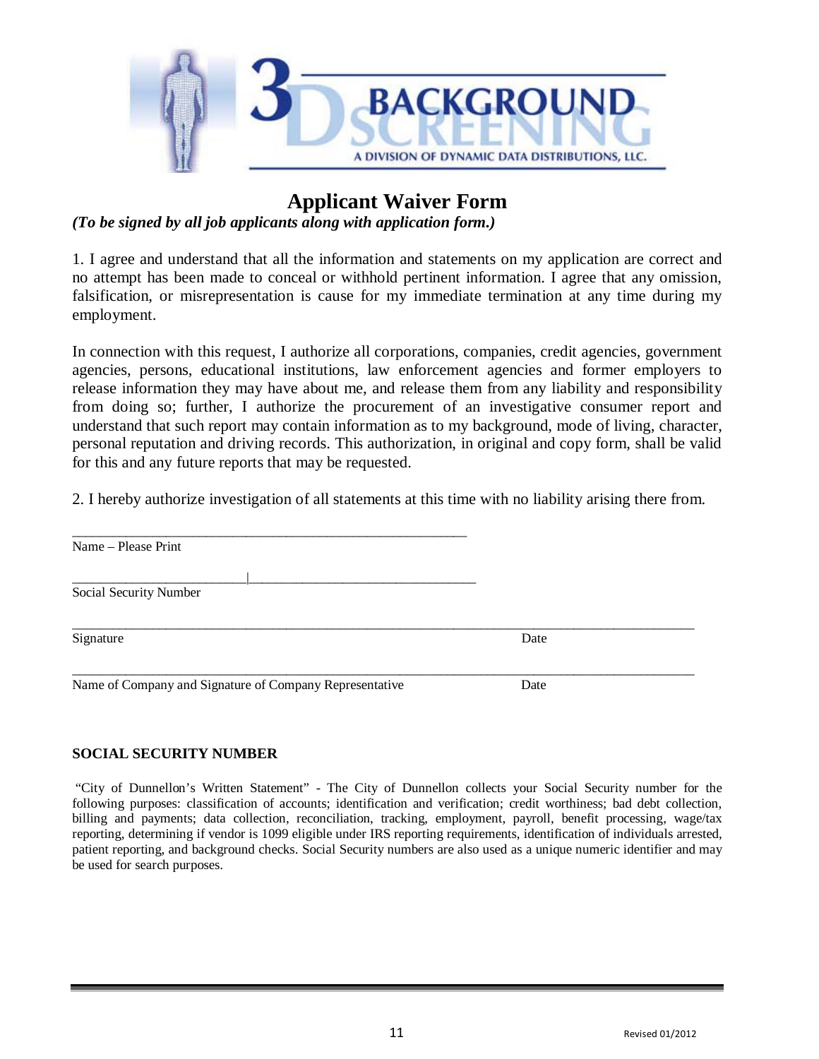3D BACKGROUND SCREENING

A DIVISION OF DYNAMIC DATA DISTRIBUTIONS, LLC.

# Applicant Waiver Form

***(To be signed by all job applicants along with application form.)***

1. I agree and understand that all the information and statements on my application are correct and no attempt has been made to conceal or withhold pertinent information. I agree that any omission, falsification, or misrepresentation is cause for my immediate termination at any time during my employment.

In connection with this request, I authorize all corporations, companies, credit agencies, government agencies, persons, educational institutions, law enforcement agencies and former employers to release information they may have about me, and release them from any liability and responsibility from doing so; further, I authorize the procurement of an investigative consumer report and understand that such report may contain information as to my background, mode of living, character, personal reputation and driving records. This authorization, in original and copy form, shall be valid for this and any future reports that may be requested.

2. I hereby authorize investigation of all statements at this time with no liability arising there from.

\_\_\_\_\_\_\_\_\_\_\_\_\_\_\_\_\_\_\_\_\_\_\_\_\_\_\_\_\_\_\_\_\_\_\_\_\_\_\_\_\_\_\_\_\_\_\_\_\_\_\_\_\_\_\_\_

Name – Please Print

\_\_\_\_\_\_\_\_\_\_\_\_\_\_\_\_\_\_\_\_\_\_\_\_\_\_|\_\_\_\_\_\_\_\_\_\_\_\_\_\_\_\_\_\_\_\_\_\_\_\_\_\_\_\_\_\_\_\_\_\_

Social Security Number

\_\_\_\_\_\_\_\_\_\_\_\_\_\_\_\_\_\_\_\_\_\_\_\_\_\_\_\_\_\_\_\_\_\_\_\_\_\_\_\_\_\_\_\_\_\_\_\_\_\_\_\_\_\_\_\_\_\_\_\_\_\_\_\_\_\_\_\_\_\_\_\_\_\_\_\_\_\_\_\_\_\_\_\_\_\_\_\_\_\_\_\_

Signature Date

\_\_\_\_\_\_\_\_\_\_\_\_\_\_\_\_\_\_\_\_\_\_\_\_\_\_\_\_\_\_\_\_\_\_\_\_\_\_\_\_\_\_\_\_\_\_\_\_\_\_\_\_\_\_\_\_\_\_\_\_\_\_\_\_\_\_\_\_\_\_\_\_\_\_\_\_\_\_\_\_\_\_\_\_\_\_\_\_\_\_\_\_

Name of Company and Signature of Company Representative Date

**SOCIAL SECURITY NUMBER**

"City of Dunnellon's Written Statement" - The City of Dunnellon collects your Social Security number for the following purposes: classification of accounts; identification and verification; credit worthiness; bad debt collection, billing and payments; data collection, reconciliation, tracking, employment, payroll, benefit processing, wage/tax reporting, determining if vendor is 1099 eligible under IRS reporting requirements, identification of individuals arrested, patient reporting, and background checks. Social Security numbers are also used as a unique numeric identifier and may be used for search purposes.

Revised 01/2012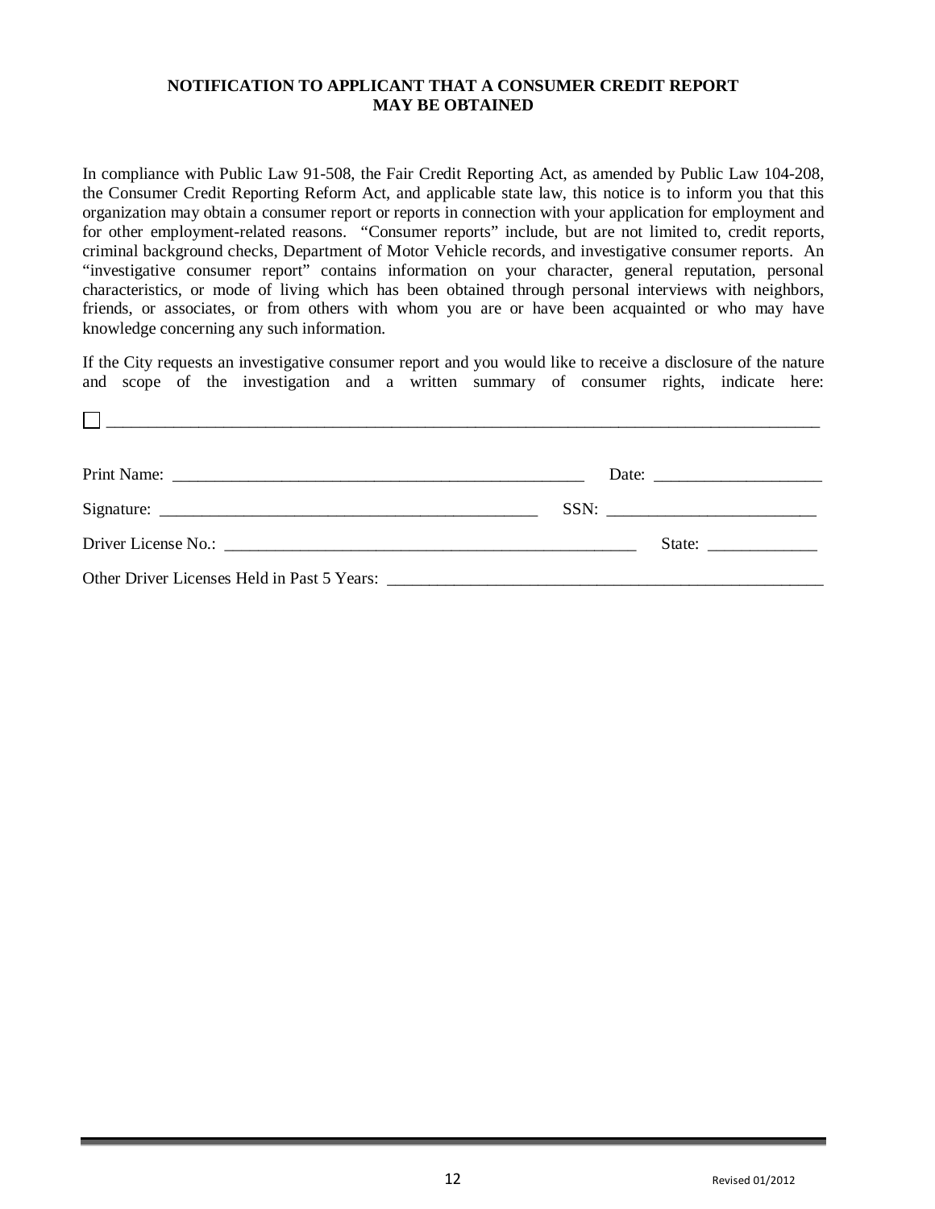# NOTIFICATION TO APPLICANT THAT A CONSUMER CREDIT REPORT MAY BE OBTAINED

In compliance with Public Law 91-508, the Fair Credit Reporting Act, as amended by Public Law 104-208, the Consumer Credit Reporting Reform Act, and applicable state law, this notice is to inform you that this organization may obtain a consumer report or reports in connection with your application for employment and for other employment-related reasons. "Consumer reports" include, but are not limited to, credit reports, criminal background checks, Department of Motor Vehicle records, and investigative consumer reports. An "investigative consumer report" contains information on your character, general reputation, personal characteristics, or mode of living which has been obtained through personal interviews with neighbors, friends, or associates, or from others with whom you are or have been acquainted or who may have knowledge concerning any such information.

If the City requests an investigative consumer report and you would like to receive a disclosure of the nature and scope of the investigation and a written summary of consumer rights, indicate here:

☐ ______________________________________________________________________________

Print Name: ____________________________________________ Date: ___________________

Signature: _________________________________________ SSN: ________________________

Driver License No.: _____________________________________________ State: ____________

Other Driver Licenses Held in Past 5 Years: ______________________________________________

Revised 01/2012